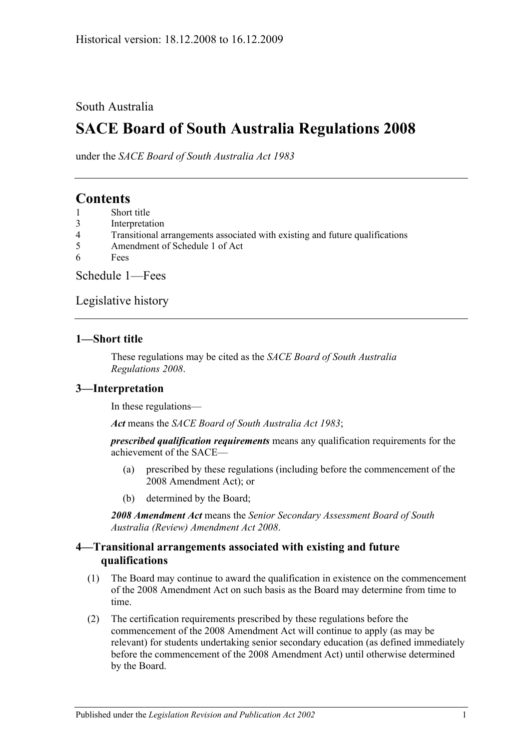Historical version: 18.12.2008 to 16.12.2009

South Australia

# SACE Board of South Australia Regulations 2008

under the *SACE Board of South Australia Act 1983*

## Contents

1 Short title
3 Interpretation
4 Transitional arrangements associated with existing and future qualifications
5 Amendment of Schedule 1 of Act
6 Fees

Schedule 1—Fees

Legislative history

### 1—Short title

These regulations may be cited as the *SACE Board of South Australia Regulations 2008*.

### 3—Interpretation

In these regulations—

***Act*** means the *SACE Board of South Australia Act 1983*;

***prescribed qualification requirements*** means any qualification requirements for the achievement of the SACE—

(a) prescribed by these regulations (including before the commencement of the 2008 Amendment Act); or

(b) determined by the Board;

***2008 Amendment Act*** means the *Senior Secondary Assessment Board of South Australia (Review) Amendment Act 2008*.

### 4—Transitional arrangements associated with existing and future qualifications

(1) The Board may continue to award the qualification in existence on the commencement of the 2008 Amendment Act on such basis as the Board may determine from time to time.

(2) The certification requirements prescribed by these regulations before the commencement of the 2008 Amendment Act will continue to apply (as may be relevant) for students undertaking senior secondary education (as defined immediately before the commencement of the 2008 Amendment Act) until otherwise determined by the Board.

Published under the *Legislation Revision and Publication Act 2002*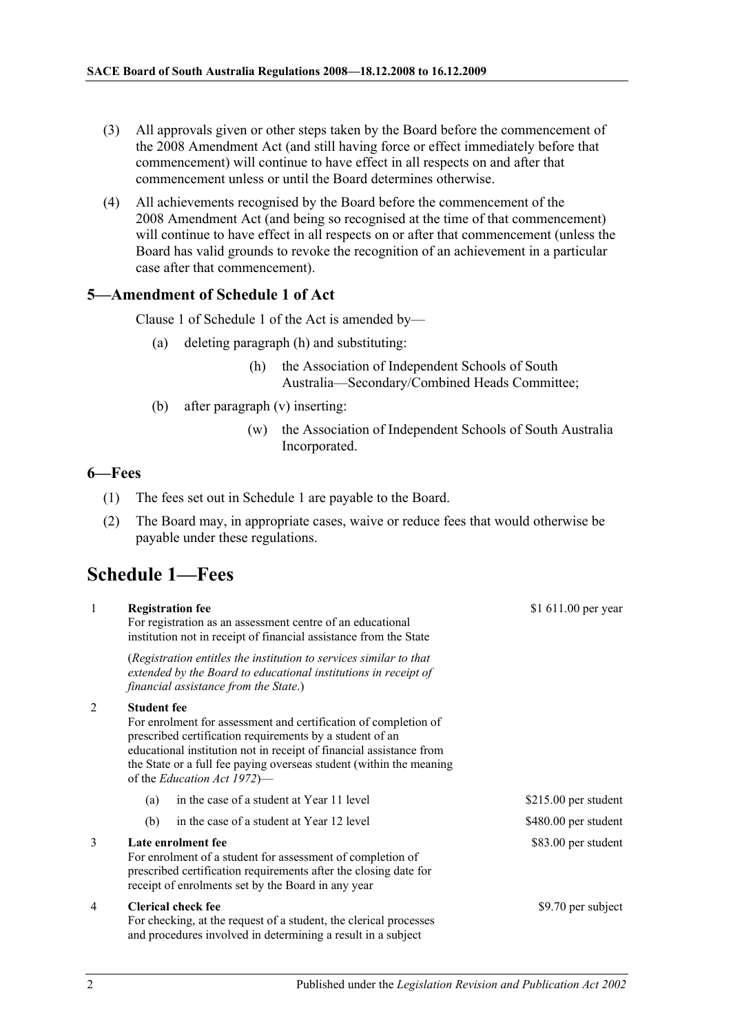(3) All approvals given or other steps taken by the Board before the commencement of the 2008 Amendment Act (and still having force or effect immediately before that commencement) will continue to have effect in all respects on and after that commencement unless or until the Board determines otherwise.

(4) All achievements recognised by the Board before the commencement of the 2008 Amendment Act (and being so recognised at the time of that commencement) will continue to have effect in all respects on or after that commencement (unless the Board has valid grounds to revoke the recognition of an achievement in a particular case after that commencement).

### 5—Amendment of Schedule 1 of Act

Clause 1 of Schedule 1 of the Act is amended by—

(a) deleting paragraph (h) and substituting:

> (h) the Association of Independent Schools of South Australia—Secondary/Combined Heads Committee;

(b) after paragraph (v) inserting:

> (w) the Association of Independent Schools of South Australia Incorporated.

### 6—Fees

(1) The fees set out in Schedule 1 are payable to the Board.

(2) The Board may, in appropriate cases, waive or reduce fees that would otherwise be payable under these regulations.

## Schedule 1—Fees

| | | |
|---|---|---|
| 1 | **Registration fee**<br>For registration as an assessment centre of an educational institution not in receipt of financial assistance from the State<br>(*Registration entitles the institution to services similar to that extended by the Board to educational institutions in receipt of financial assistance from the State*.) | \$1 611.00 per year |
| 2 | **Student fee**<br>For enrolment for assessment and certification of completion of prescribed certification requirements by a student of an educational institution not in receipt of financial assistance from the State or a full fee paying overseas student (within the meaning of the *Education Act 1972*)— | |
| | (a) in the case of a student at Year 11 level | \$215.00 per student |
| | (b) in the case of a student at Year 12 level | \$480.00 per student |
| 3 | **Late enrolment fee**<br>For enrolment of a student for assessment of completion of prescribed certification requirements after the closing date for receipt of enrolments set by the Board in any year | \$83.00 per student |
| 4 | **Clerical check fee**<br>For checking, at the request of a student, the clerical processes and procedures involved in determining a result in a subject | \$9.70 per subject |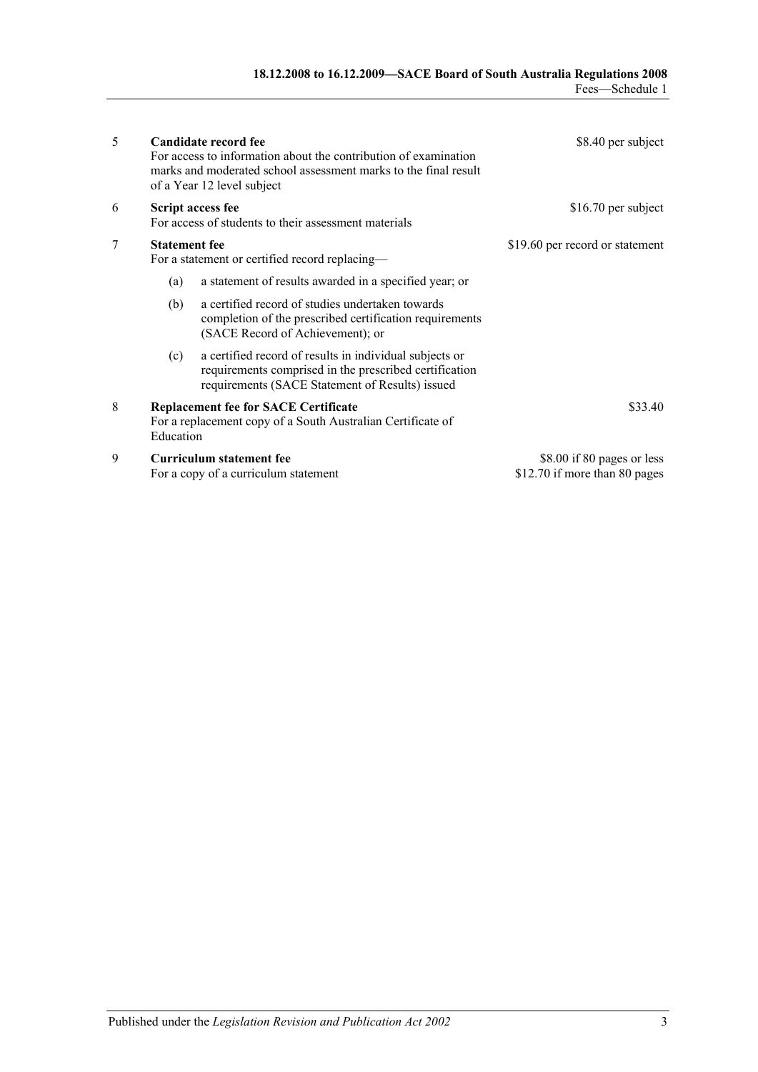| | | |
|---|---|---|
| 5 | **Candidate record fee**<br>For access to information about the contribution of examination marks and moderated school assessment marks to the final result of a Year 12 level subject | $8.40 per subject |
| 6 | **Script access fee**<br>For access of students to their assessment materials | $16.70 per subject |
| 7 | **Statement fee**<br>For a statement or certified record replacing—<br>(a) a statement of results awarded in a specified year; or<br>(b) a certified record of studies undertaken towards completion of the prescribed certification requirements (SACE Record of Achievement); or<br>(c) a certified record of results in individual subjects or requirements comprised in the prescribed certification requirements (SACE Statement of Results) issued | $19.60 per record or statement |
| 8 | **Replacement fee for SACE Certificate**<br>For a replacement copy of a South Australian Certificate of Education | $33.40 |
| 9 | **Curriculum statement fee**<br>For a copy of a curriculum statement | $8.00 if 80 pages or less<br>$12.70 if more than 80 pages |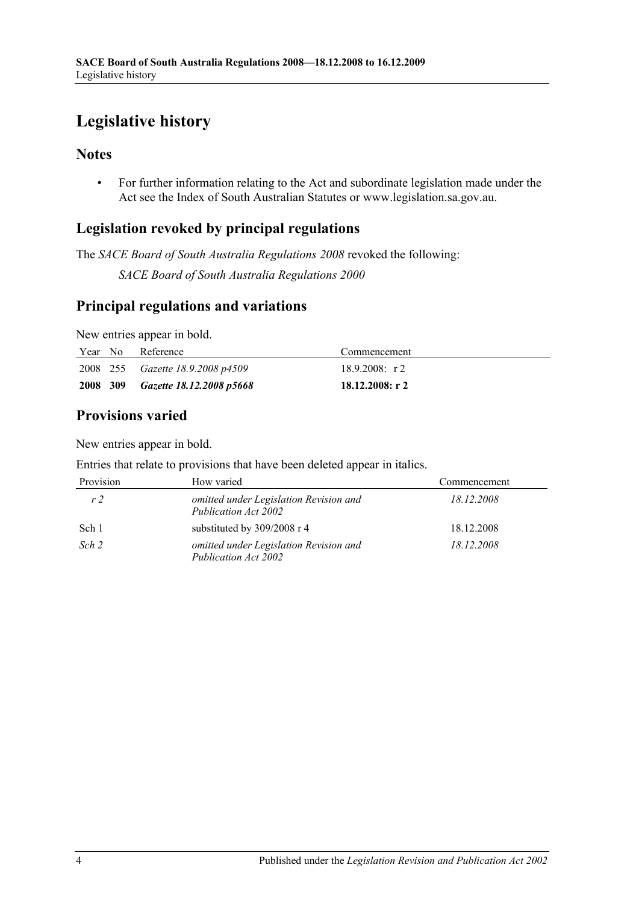# Legislative history

## Notes

- For further information relating to the Act and subordinate legislation made under the Act see the Index of South Australian Statutes or www.legislation.sa.gov.au.

## Legislation revoked by principal regulations

The *SACE Board of South Australia Regulations 2008* revoked the following:

*SACE Board of South Australia Regulations 2000*

## Principal regulations and variations

New entries appear in bold.

| Year | No | Reference | Commencement |
|---|---|---|---|
| 2008 | 255 | *Gazette 18.9.2008 p4509* | 18.9.2008: r 2 |
| **2008** | **309** | ***Gazette 18.12.2008 p5668*** | **18.12.2008: r 2** |

## Provisions varied

New entries appear in bold.

Entries that relate to provisions that have been deleted appear in italics.

| Provision | How varied | Commencement |
|---|---|---|
| *r 2* | *omitted under Legislation Revision and Publication Act 2002* | *18.12.2008* |
| Sch 1 | substituted by 309/2008 r 4 | 18.12.2008 |
| *Sch 2* | *omitted under Legislation Revision and Publication Act 2002* | *18.12.2008* |